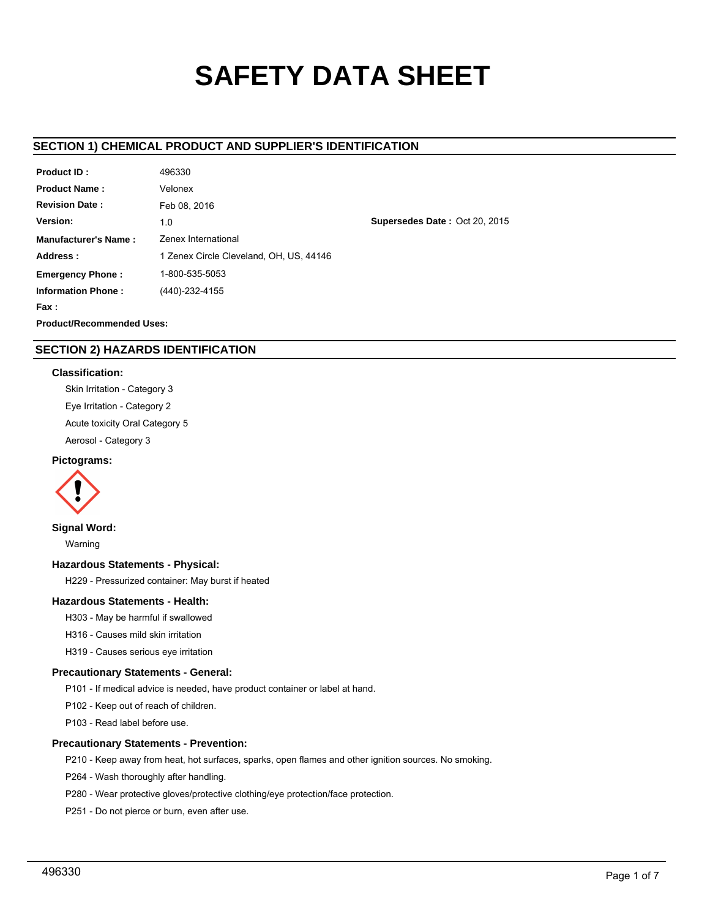# SAFETY DATA SHEET

## SECTION 1) CHEMICAL PRODUCT AND SUPPLIER'S IDENTIFICATION

| | | |
|---|---|---|
| **Product ID :** | 496330 | |
| **Product Name :** | Velonex | |
| **Revision Date :** | Feb 08, 2016 | |
| **Version:** | 1.0 | **Supersedes Date :** Oct 20, 2015 |
| **Manufacturer's Name :** | Zenex International | |
| **Address :** | 1 Zenex Circle Cleveland, OH, US, 44146 | |
| **Emergency Phone :** | 1-800-535-5053 | |
| **Information Phone :** | (440)-232-4155 | |
| **Fax :** | | |
| **Product/Recommended Uses:** | | |

## SECTION 2) HAZARDS IDENTIFICATION

### Classification:

Skin Irritation - Category 3

Eye Irritation - Category 2

Acute toxicity Oral Category 5

Aerosol - Category 3

### Pictograms:

### Signal Word:

Warning

### Hazardous Statements - Physical:

H229 - Pressurized container: May burst if heated

### Hazardous Statements - Health:

H303 - May be harmful if swallowed

H316 - Causes mild skin irritation

H319 - Causes serious eye irritation

### Precautionary Statements - General:

P101 - If medical advice is needed, have product container or label at hand.

P102 - Keep out of reach of children.

P103 - Read label before use.

### Precautionary Statements - Prevention:

P210 - Keep away from heat, hot surfaces, sparks, open flames and other ignition sources. No smoking.

P264 - Wash thoroughly after handling.

P280 - Wear protective gloves/protective clothing/eye protection/face protection.

P251 - Do not pierce or burn, even after use.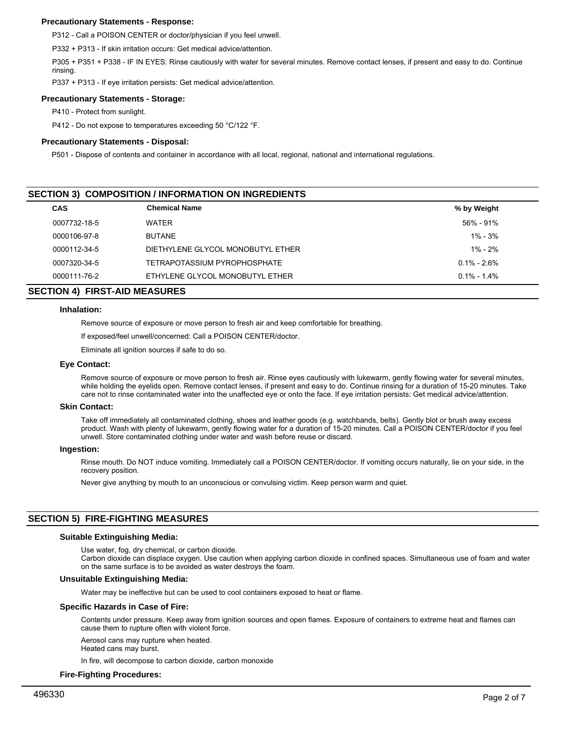#### Precautionary Statements - Response:

P312 - Call a POISON CENTER or doctor/physician if you feel unwell.

P332 + P313 - If skin irritation occurs: Get medical advice/attention.

P305 + P351 + P338 - IF IN EYES: Rinse cautiously with water for several minutes. Remove contact lenses, if present and easy to do. Continue rinsing.

P337 + P313 - If eye irritation persists: Get medical advice/attention.

#### Precautionary Statements - Storage:

P410 - Protect from sunlight.

P412 - Do not expose to temperatures exceeding 50 °C/122 °F.

#### Precautionary Statements - Disposal:

P501 - Dispose of contents and container in accordance with all local, regional, national and international regulations.

## SECTION 3) COMPOSITION / INFORMATION ON INGREDIENTS

| CAS | Chemical Name | % by Weight |
|---|---|---|
| 0007732-18-5 | WATER | 56% - 91% |
| 0000106-97-8 | BUTANE | 1% - 3% |
| 0000112-34-5 | DIETHYLENE GLYCOL MONOBUTYL ETHER | 1% - 2% |
| 0007320-34-5 | TETRAPOTASSIUM PYROPHOSPHATE | 0.1% - 2.6% |
| 0000111-76-2 | ETHYLENE GLYCOL MONOBUTYL ETHER | 0.1% - 1.4% |

## SECTION 4) FIRST-AID MEASURES

#### Inhalation:

Remove source of exposure or move person to fresh air and keep comfortable for breathing.

If exposed/feel unwell/concerned: Call a POISON CENTER/doctor.

Eliminate all ignition sources if safe to do so.

#### Eye Contact:

Remove source of exposure or move person to fresh air. Rinse eyes cautiously with lukewarm, gently flowing water for several minutes, while holding the eyelids open. Remove contact lenses, if present and easy to do. Continue rinsing for a duration of 15-20 minutes. Take care not to rinse contaminated water into the unaffected eye or onto the face. If eye irritation persists: Get medical advice/attention.

#### Skin Contact:

Take off immediately all contaminated clothing, shoes and leather goods (e.g. watchbands, belts). Gently blot or brush away excess product. Wash with plenty of lukewarm, gently flowing water for a duration of 15-20 minutes. Call a POISON CENTER/doctor if you feel unwell. Store contaminated clothing under water and wash before reuse or discard.

#### Ingestion:

Rinse mouth. Do NOT induce vomiting. Immediately call a POISON CENTER/doctor. If vomiting occurs naturally, lie on your side, in the recovery position.

Never give anything by mouth to an unconscious or convulsing victim. Keep person warm and quiet.

## SECTION 5) FIRE-FIGHTING MEASURES

#### Suitable Extinguishing Media:

Use water, fog, dry chemical, or carbon dioxide.
Carbon dioxide can displace oxygen. Use caution when applying carbon dioxide in confined spaces. Simultaneous use of foam and water on the same surface is to be avoided as water destroys the foam.

#### Unsuitable Extinguishing Media:

Water may be ineffective but can be used to cool containers exposed to heat or flame.

#### Specific Hazards in Case of Fire:

Contents under pressure. Keep away from ignition sources and open flames. Exposure of containers to extreme heat and flames can cause them to rupture often with violent force.

Aerosol cans may rupture when heated.
Heated cans may burst.

In fire, will decompose to carbon dioxide, carbon monoxide

#### Fire-Fighting Procedures: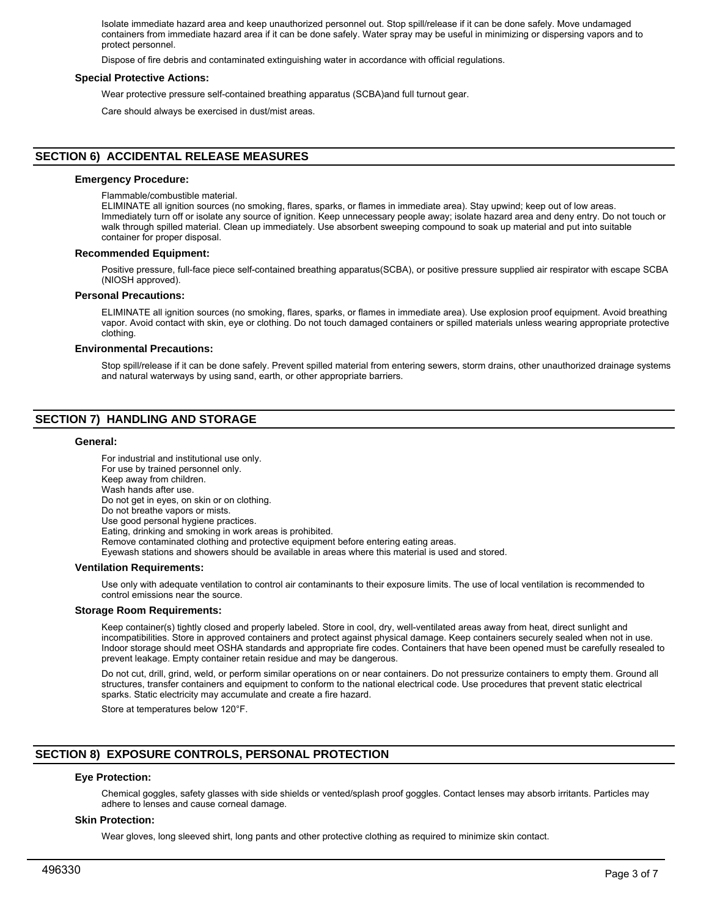Isolate immediate hazard area and keep unauthorized personnel out. Stop spill/release if it can be done safely. Move undamaged containers from immediate hazard area if it can be done safely. Water spray may be useful in minimizing or dispersing vapors and to protect personnel.

Dispose of fire debris and contaminated extinguishing water in accordance with official regulations.

### Special Protective Actions:

Wear protective pressure self-contained breathing apparatus (SCBA)and full turnout gear.

Care should always be exercised in dust/mist areas.

## SECTION 6) ACCIDENTAL RELEASE MEASURES

### Emergency Procedure:

Flammable/combustible material.
ELIMINATE all ignition sources (no smoking, flares, sparks, or flames in immediate area). Stay upwind; keep out of low areas. Immediately turn off or isolate any source of ignition. Keep unnecessary people away; isolate hazard area and deny entry. Do not touch or walk through spilled material. Clean up immediately. Use absorbent sweeping compound to soak up material and put into suitable container for proper disposal.

### Recommended Equipment:

Positive pressure, full-face piece self-contained breathing apparatus(SCBA), or positive pressure supplied air respirator with escape SCBA (NIOSH approved).

### Personal Precautions:

ELIMINATE all ignition sources (no smoking, flares, sparks, or flames in immediate area). Use explosion proof equipment. Avoid breathing vapor. Avoid contact with skin, eye or clothing. Do not touch damaged containers or spilled materials unless wearing appropriate protective clothing.

### Environmental Precautions:

Stop spill/release if it can be done safely. Prevent spilled material from entering sewers, storm drains, other unauthorized drainage systems and natural waterways by using sand, earth, or other appropriate barriers.

## SECTION 7) HANDLING AND STORAGE

### General:

For industrial and institutional use only.
For use by trained personnel only.
Keep away from children.
Wash hands after use.
Do not get in eyes, on skin or on clothing.
Do not breathe vapors or mists.
Use good personal hygiene practices.
Eating, drinking and smoking in work areas is prohibited.
Remove contaminated clothing and protective equipment before entering eating areas.
Eyewash stations and showers should be available in areas where this material is used and stored.

### Ventilation Requirements:

Use only with adequate ventilation to control air contaminants to their exposure limits. The use of local ventilation is recommended to control emissions near the source.

### Storage Room Requirements:

Keep container(s) tightly closed and properly labeled. Store in cool, dry, well-ventilated areas away from heat, direct sunlight and incompatibilities. Store in approved containers and protect against physical damage. Keep containers securely sealed when not in use. Indoor storage should meet OSHA standards and appropriate fire codes. Containers that have been opened must be carefully resealed to prevent leakage. Empty container retain residue and may be dangerous.

Do not cut, drill, grind, weld, or perform similar operations on or near containers. Do not pressurize containers to empty them. Ground all structures, transfer containers and equipment to conform to the national electrical code. Use procedures that prevent static electrical sparks. Static electricity may accumulate and create a fire hazard.

Store at temperatures below 120°F.

## SECTION 8) EXPOSURE CONTROLS, PERSONAL PROTECTION

### Eye Protection:

Chemical goggles, safety glasses with side shields or vented/splash proof goggles. Contact lenses may absorb irritants. Particles may adhere to lenses and cause corneal damage.

### Skin Protection:

Wear gloves, long sleeved shirt, long pants and other protective clothing as required to minimize skin contact.

496330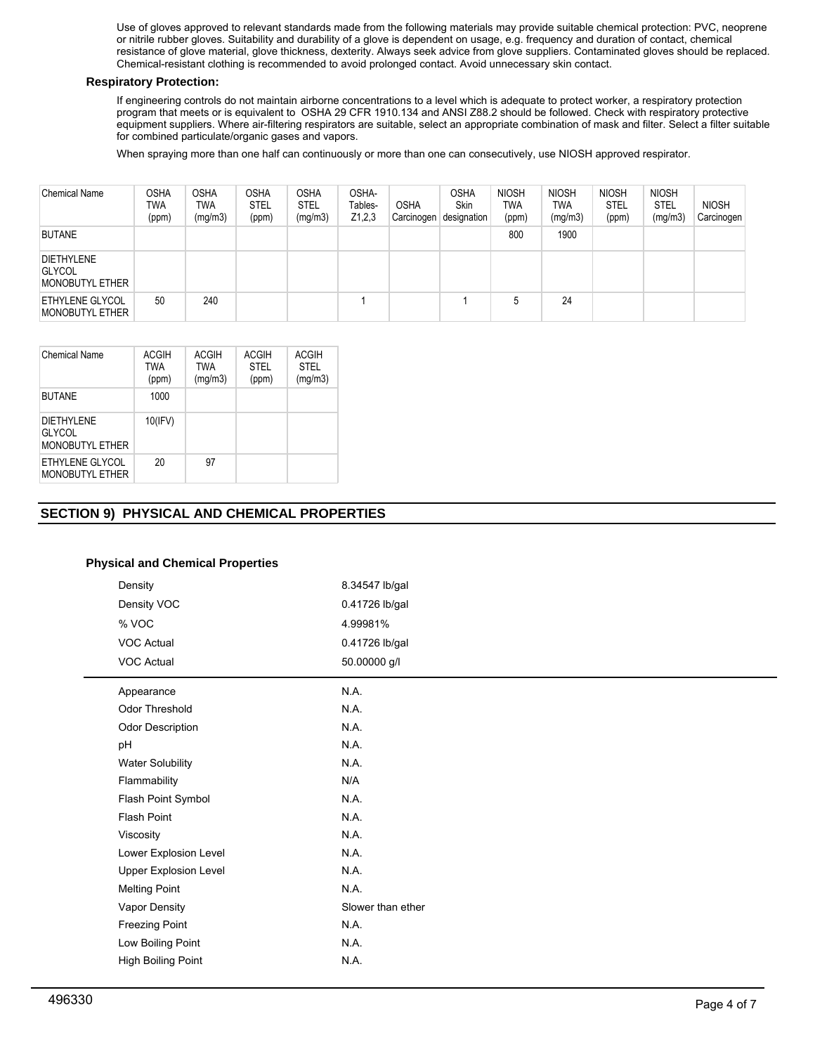Use of gloves approved to relevant standards made from the following materials may provide suitable chemical protection: PVC, neoprene or nitrile rubber gloves. Suitability and durability of a glove is dependent on usage, e.g. frequency and duration of contact, chemical resistance of glove material, glove thickness, dexterity. Always seek advice from glove suppliers. Contaminated gloves should be replaced. Chemical-resistant clothing is recommended to avoid prolonged contact. Avoid unnecessary skin contact.

**Respiratory Protection:**

If engineering controls do not maintain airborne concentrations to a level which is adequate to protect worker, a respiratory protection program that meets or is equivalent to OSHA 29 CFR 1910.134 and ANSI Z88.2 should be followed. Check with respiratory protective equipment suppliers. Where air-filtering respirators are suitable, select an appropriate combination of mask and filter. Select a filter suitable for combined particulate/organic gases and vapors.

When spraying more than one half can continuously or more than one can consecutively, use NIOSH approved respirator.

| Chemical Name | OSHA TWA (ppm) | OSHA TWA (mg/m3) | OSHA STEL (ppm) | OSHA STEL (mg/m3) | OSHA- Tables- Z1,2,3 | OSHA Carcinogen | OSHA Skin designation | NIOSH TWA (ppm) | NIOSH TWA (mg/m3) | NIOSH STEL (ppm) | NIOSH STEL (mg/m3) | NIOSH Carcinogen |
|---|---|---|---|---|---|---|---|---|---|---|---|---|
| BUTANE | | | | | | | | 800 | 1900 | | | |
| DIETHYLENE GLYCOL MONOBUTYL ETHER | | | | | | | | | | | | |
| ETHYLENE GLYCOL MONOBUTYL ETHER | 50 | 240 | | | 1 | | 1 | 5 | 24 | | | |

| Chemical Name | ACGIH TWA (ppm) | ACGIH TWA (mg/m3) | ACGIH STEL (ppm) | ACGIH STEL (mg/m3) |
|---|---|---|---|---|
| BUTANE | 1000 | | | |
| DIETHYLENE GLYCOL MONOBUTYL ETHER | 10(IFV) | | | |
| ETHYLENE GLYCOL MONOBUTYL ETHER | 20 | 97 | | |

## SECTION 9) PHYSICAL AND CHEMICAL PROPERTIES

**Physical and Chemical Properties**

| | |
|---|---|
| Density | 8.34547 lb/gal |
| Density VOC | 0.41726 lb/gal |
| % VOC | 4.99981% |
| VOC Actual | 0.41726 lb/gal |
| VOC Actual | 50.00000 g/l |

| | |
|---|---|
| Appearance | N.A. |
| Odor Threshold | N.A. |
| Odor Description | N.A. |
| pH | N.A. |
| Water Solubility | N.A. |
| Flammability | N/A |
| Flash Point Symbol | N.A. |
| Flash Point | N.A. |
| Viscosity | N.A. |
| Lower Explosion Level | N.A. |
| Upper Explosion Level | N.A. |
| Melting Point | N.A. |
| Vapor Density | Slower than ether |
| Freezing Point | N.A. |
| Low Boiling Point | N.A. |
| High Boiling Point | N.A. |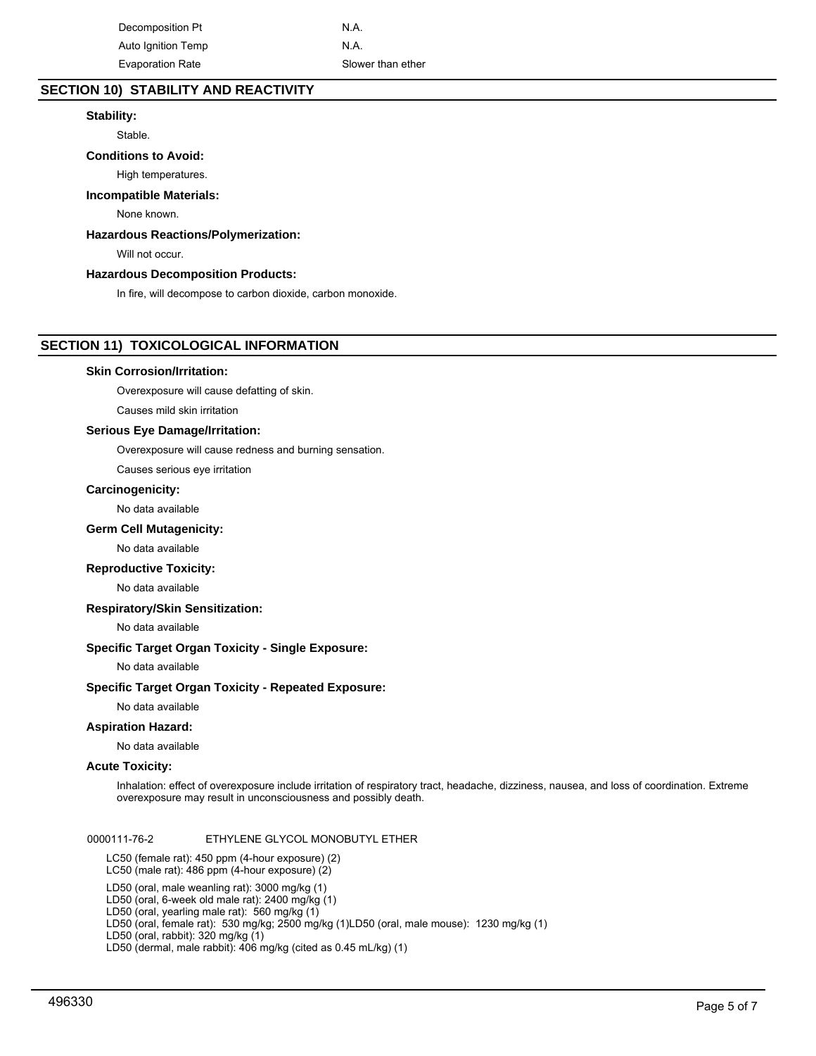| | |
|---|---|
| Decomposition Pt | N.A. |
| Auto Ignition Temp | N.A. |
| Evaporation Rate | Slower than ether |

## SECTION 10) STABILITY AND REACTIVITY

**Stability:**

Stable.

**Conditions to Avoid:**

High temperatures.

**Incompatible Materials:**

None known.

**Hazardous Reactions/Polymerization:**

Will not occur.

**Hazardous Decomposition Products:**

In fire, will decompose to carbon dioxide, carbon monoxide.

## SECTION 11) TOXICOLOGICAL INFORMATION

**Skin Corrosion/Irritation:**

Overexposure will cause defatting of skin.

Causes mild skin irritation

**Serious Eye Damage/Irritation:**

Overexposure will cause redness and burning sensation.

Causes serious eye irritation

**Carcinogenicity:**

No data available

**Germ Cell Mutagenicity:**

No data available

**Reproductive Toxicity:**

No data available

**Respiratory/Skin Sensitization:**

No data available

**Specific Target Organ Toxicity - Single Exposure:**

No data available

**Specific Target Organ Toxicity - Repeated Exposure:**

No data available

**Aspiration Hazard:**

No data available

**Acute Toxicity:**

Inhalation: effect of overexposure include irritation of respiratory tract, headache, dizziness, nausea, and loss of coordination. Extreme overexposure may result in unconsciousness and possibly death.

0000111-76-2 ETHYLENE GLYCOL MONOBUTYL ETHER

LC50 (female rat): 450 ppm (4-hour exposure) (2)
LC50 (male rat): 486 ppm (4-hour exposure) (2)

LD50 (oral, male weanling rat): 3000 mg/kg (1)
LD50 (oral, 6-week old male rat): 2400 mg/kg (1)
LD50 (oral, yearling male rat): 560 mg/kg (1)
LD50 (oral, female rat): 530 mg/kg; 2500 mg/kg (1)LD50 (oral, male mouse): 1230 mg/kg (1)
LD50 (oral, rabbit): 320 mg/kg (1)
LD50 (dermal, male rabbit): 406 mg/kg (cited as 0.45 mL/kg) (1)

496330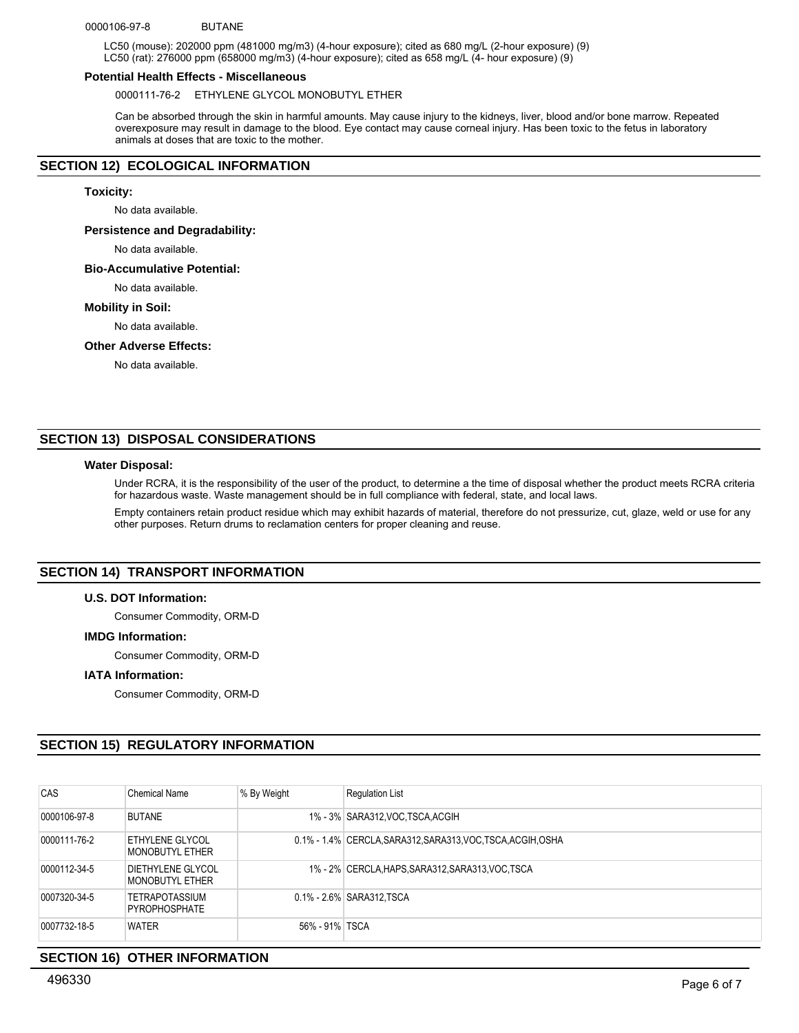0000106-97-8 BUTANE

LC50 (mouse): 202000 ppm (481000 mg/m3) (4-hour exposure); cited as 680 mg/L (2-hour exposure) (9)
LC50 (rat): 276000 ppm (658000 mg/m3) (4-hour exposure); cited as 658 mg/L (4- hour exposure) (9)

**Potential Health Effects - Miscellaneous**

0000111-76-2 ETHYLENE GLYCOL MONOBUTYL ETHER

Can be absorbed through the skin in harmful amounts. May cause injury to the kidneys, liver, blood and/or bone marrow. Repeated overexposure may result in damage to the blood. Eye contact may cause corneal injury. Has been toxic to the fetus in laboratory animals at doses that are toxic to the mother.

## SECTION 12) ECOLOGICAL INFORMATION

**Toxicity:**

No data available.

**Persistence and Degradability:**

No data available.

**Bio-Accumulative Potential:**

No data available.

**Mobility in Soil:**

No data available.

**Other Adverse Effects:**

No data available.

## SECTION 13) DISPOSAL CONSIDERATIONS

**Water Disposal:**

Under RCRA, it is the responsibility of the user of the product, to determine a the time of disposal whether the product meets RCRA criteria for hazardous waste. Waste management should be in full compliance with federal, state, and local laws.

Empty containers retain product residue which may exhibit hazards of material, therefore do not pressurize, cut, glaze, weld or use for any other purposes. Return drums to reclamation centers for proper cleaning and reuse.

## SECTION 14) TRANSPORT INFORMATION

**U.S. DOT Information:**

Consumer Commodity, ORM-D

**IMDG Information:**

Consumer Commodity, ORM-D

**IATA Information:**

Consumer Commodity, ORM-D

## SECTION 15) REGULATORY INFORMATION

| CAS | Chemical Name | % By Weight | Regulation List |
|---|---|---|---|
| 0000106-97-8 | BUTANE | 1% - 3% | SARA312,VOC,TSCA,ACGIH |
| 0000111-76-2 | ETHYLENE GLYCOL MONOBUTYL ETHER | 0.1% - 1.4% | CERCLA,SARA312,SARA313,VOC,TSCA,ACGIH,OSHA |
| 0000112-34-5 | DIETHYLENE GLYCOL MONOBUTYL ETHER | 1% - 2% | CERCLA,HAPS,SARA312,SARA313,VOC,TSCA |
| 0007320-34-5 | TETRAPOTASSIUM PYROPHOSPHATE | 0.1% - 2.6% | SARA312,TSCA |
| 0007732-18-5 | WATER | 56% - 91% | TSCA |

## SECTION 16) OTHER INFORMATION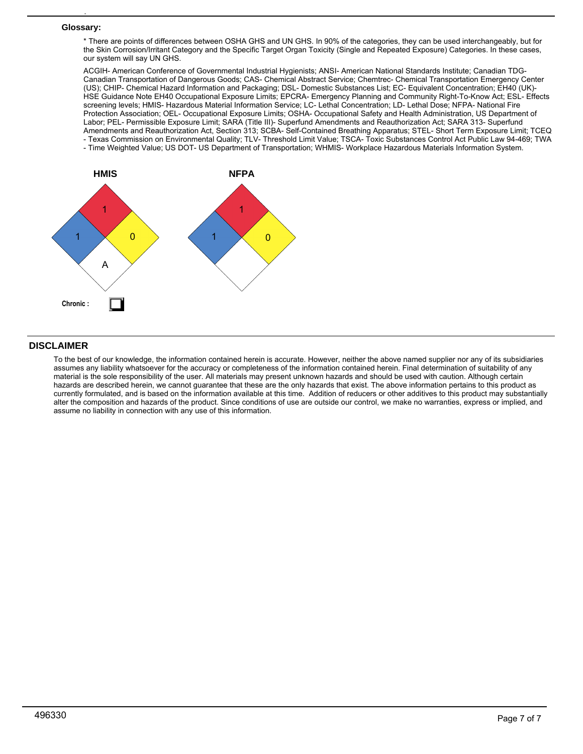**Glossary:**

\* There are points of differences between OSHA GHS and UN GHS. In 90% of the categories, they can be used interchangeably, but for the Skin Corrosion/Irritant Category and the Specific Target Organ Toxicity (Single and Repeated Exposure) Categories. In these cases, our system will say UN GHS.

ACGIH- American Conference of Governmental Industrial Hygienists; ANSI- American National Standards Institute; Canadian TDG- Canadian Transportation of Dangerous Goods; CAS- Chemical Abstract Service; Chemtrec- Chemical Transportation Emergency Center (US); CHIP- Chemical Hazard Information and Packaging; DSL- Domestic Substances List; EC- Equivalent Concentration; EH40 (UK)- HSE Guidance Note EH40 Occupational Exposure Limits; EPCRA- Emergency Planning and Community Right-To-Know Act; ESL- Effects screening levels; HMIS- Hazardous Material Information Service; LC- Lethal Concentration; LD- Lethal Dose; NFPA- National Fire Protection Association; OEL- Occupational Exposure Limits; OSHA- Occupational Safety and Health Administration, US Department of Labor; PEL- Permissible Exposure Limit; SARA (Title III)- Superfund Amendments and Reauthorization Act; SARA 313- Superfund Amendments and Reauthorization Act, Section 313; SCBA- Self-Contained Breathing Apparatus; STEL- Short Term Exposure Limit; TCEQ - Texas Commission on Environmental Quality; TLV- Threshold Limit Value; TSCA- Toxic Substances Control Act Public Law 94-469; TWA - Time Weighted Value; US DOT- US Department of Transportation; WHMIS- Workplace Hazardous Materials Information System.

**HMIS**

1
1 0
A

**NFPA**

1
1 0

**Chronic :**

## DISCLAIMER

To the best of our knowledge, the information contained herein is accurate. However, neither the above named supplier nor any of its subsidiaries assumes any liability whatsoever for the accuracy or completeness of the information contained herein. Final determination of suitability of any material is the sole responsibility of the user. All materials may present unknown hazards and should be used with caution. Although certain hazards are described herein, we cannot guarantee that these are the only hazards that exist. The above information pertains to this product as currently formulated, and is based on the information available at this time. Addition of reducers or other additives to this product may substantially alter the composition and hazards of the product. Since conditions of use are outside our control, we make no warranties, express or implied, and assume no liability in connection with any use of this information.

496330